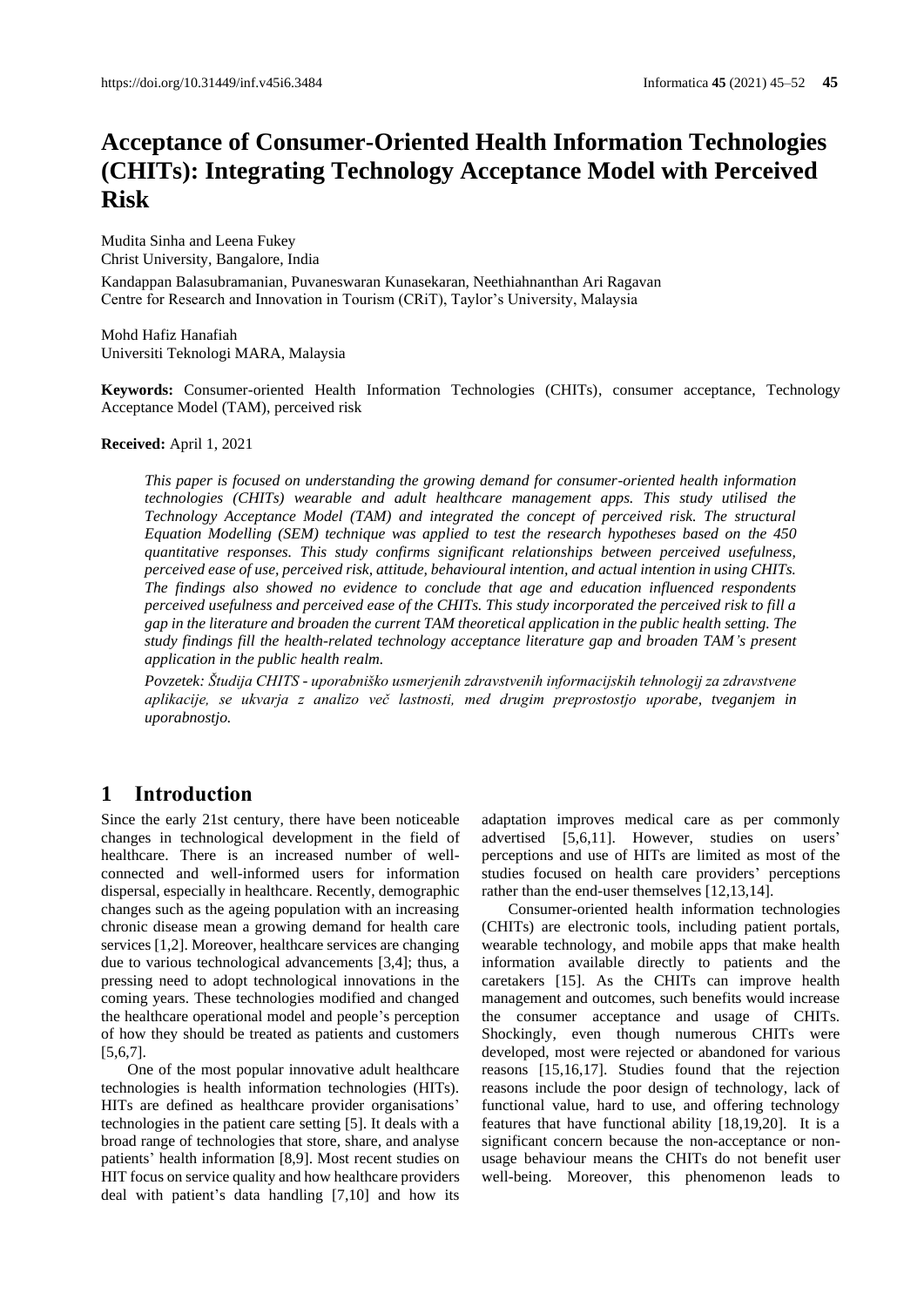# Acceptance of Consumer-Oriented Health Information Technologies (CHITs): Integrating Technology Acceptance Model with Perceived Risk

Mudita Sinha and Leena Fukey
Christ University, Bangalore, India

Kandappan Balasubramanian, Puvaneswaran Kunasekaran, Neethiahnanthan Ari Ragavan
Centre for Research and Innovation in Tourism (CRiT), Taylor's University, Malaysia

Mohd Hafiz Hanafiah
Universiti Teknologi MARA, Malaysia

**Keywords:** Consumer-oriented Health Information Technologies (CHITs), consumer acceptance, Technology Acceptance Model (TAM), perceived risk

**Received:** April 1, 2021

*This paper is focused on understanding the growing demand for consumer-oriented health information technologies (CHITs) wearable and adult healthcare management apps. This study utilised the Technology Acceptance Model (TAM) and integrated the concept of perceived risk. The structural Equation Modelling (SEM) technique was applied to test the research hypotheses based on the 450 quantitative responses. This study confirms significant relationships between perceived usefulness, perceived ease of use, perceived risk, attitude, behavioural intention, and actual intention in using CHITs. The findings also showed no evidence to conclude that age and education influenced respondents perceived usefulness and perceived ease of the CHITs. This study incorporated the perceived risk to fill a gap in the literature and broaden the current TAM theoretical application in the public health setting. The study findings fill the health-related technology acceptance literature gap and broaden TAM's present application in the public health realm.*

*Povzetek: Študija CHITS - uporabniško usmerjenih zdravstvenih informacijskih tehnologij za zdravstvene aplikacije, se ukvarja z analizo več lastnosti, med drugim preprostostjo uporabe, tveganjem in uporabnostjo.*

## 1 Introduction

Since the early 21st century, there have been noticeable changes in technological development in the field of healthcare. There is an increased number of well-connected and well-informed users for information dispersal, especially in healthcare. Recently, demographic changes such as the ageing population with an increasing chronic disease mean a growing demand for health care services [1,2]. Moreover, healthcare services are changing due to various technological advancements [3,4]; thus, a pressing need to adopt technological innovations in the coming years. These technologies modified and changed the healthcare operational model and people's perception of how they should be treated as patients and customers [5,6,7].

One of the most popular innovative adult healthcare technologies is health information technologies (HITs). HITs are defined as healthcare provider organisations' technologies in the patient care setting [5]. It deals with a broad range of technologies that store, share, and analyse patients' health information [8,9]. Most recent studies on HIT focus on service quality and how healthcare providers deal with patient's data handling [7,10] and how its adaptation improves medical care as per commonly advertised [5,6,11]. However, studies on users' perceptions and use of HITs are limited as most of the studies focused on health care providers' perceptions rather than the end-user themselves [12,13,14].

Consumer-oriented health information technologies (CHITs) are electronic tools, including patient portals, wearable technology, and mobile apps that make health information available directly to patients and the caretakers [15]. As the CHITs can improve health management and outcomes, such benefits would increase the consumer acceptance and usage of CHITs. Shockingly, even though numerous CHITs were developed, most were rejected or abandoned for various reasons [15,16,17]. Studies found that the rejection reasons include the poor design of technology, lack of functional value, hard to use, and offering technology features that have functional ability [18,19,20]. It is a significant concern because the non-acceptance or non-usage behaviour means the CHITs do not benefit user well-being. Moreover, this phenomenon leads to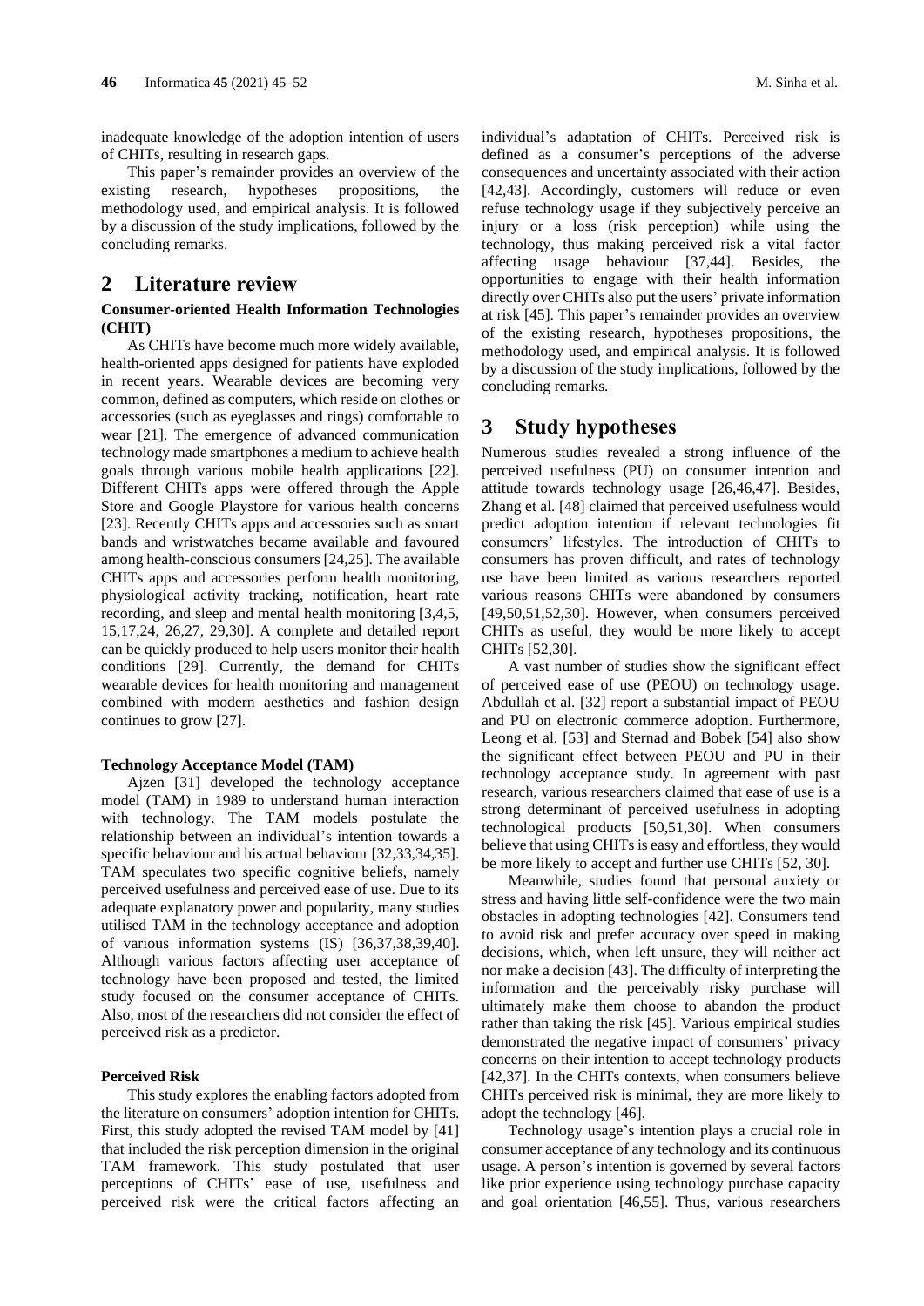inadequate knowledge of the adoption intention of users of CHITs, resulting in research gaps.

This paper's remainder provides an overview of the existing research, hypotheses propositions, the methodology used, and empirical analysis. It is followed by a discussion of the study implications, followed by the concluding remarks.

## 2 Literature review

### Consumer-oriented Health Information Technologies (CHIT)

As CHITs have become much more widely available, health-oriented apps designed for patients have exploded in recent years. Wearable devices are becoming very common, defined as computers, which reside on clothes or accessories (such as eyeglasses and rings) comfortable to wear [21]. The emergence of advanced communication technology made smartphones a medium to achieve health goals through various mobile health applications [22]. Different CHITs apps were offered through the Apple Store and Google Playstore for various health concerns [23]. Recently CHITs apps and accessories such as smart bands and wristwatches became available and favoured among health-conscious consumers [24,25]. The available CHITs apps and accessories perform health monitoring, physiological activity tracking, notification, heart rate recording, and sleep and mental health monitoring [3,4,5, 15,17,24, 26,27, 29,30]. A complete and detailed report can be quickly produced to help users monitor their health conditions [29]. Currently, the demand for CHITs wearable devices for health monitoring and management combined with modern aesthetics and fashion design continues to grow [27].

### Technology Acceptance Model (TAM)

Ajzen [31] developed the technology acceptance model (TAM) in 1989 to understand human interaction with technology. The TAM models postulate the relationship between an individual's intention towards a specific behaviour and his actual behaviour [32,33,34,35]. TAM speculates two specific cognitive beliefs, namely perceived usefulness and perceived ease of use. Due to its adequate explanatory power and popularity, many studies utilised TAM in the technology acceptance and adoption of various information systems (IS) [36,37,38,39,40]. Although various factors affecting user acceptance of technology have been proposed and tested, the limited study focused on the consumer acceptance of CHITs. Also, most of the researchers did not consider the effect of perceived risk as a predictor.

### Perceived Risk

This study explores the enabling factors adopted from the literature on consumers' adoption intention for CHITs. First, this study adopted the revised TAM model by [41] that included the risk perception dimension in the original TAM framework. This study postulated that user perceptions of CHITs' ease of use, usefulness and perceived risk were the critical factors affecting an individual's adaptation of CHITs. Perceived risk is defined as a consumer's perceptions of the adverse consequences and uncertainty associated with their action [42,43]. Accordingly, customers will reduce or even refuse technology usage if they subjectively perceive an injury or a loss (risk perception) while using the technology, thus making perceived risk a vital factor affecting usage behaviour [37,44]. Besides, the opportunities to engage with their health information directly over CHITs also put the users' private information at risk [45]. This paper's remainder provides an overview of the existing research, hypotheses propositions, the methodology used, and empirical analysis. It is followed by a discussion of the study implications, followed by the concluding remarks.

## 3 Study hypotheses

Numerous studies revealed a strong influence of the perceived usefulness (PU) on consumer intention and attitude towards technology usage [26,46,47]. Besides, Zhang et al. [48] claimed that perceived usefulness would predict adoption intention if relevant technologies fit consumers' lifestyles. The introduction of CHITs to consumers has proven difficult, and rates of technology use have been limited as various researchers reported various reasons CHITs were abandoned by consumers [49,50,51,52,30]. However, when consumers perceived CHITs as useful, they would be more likely to accept CHITs [52,30].

A vast number of studies show the significant effect of perceived ease of use (PEOU) on technology usage. Abdullah et al. [32] report a substantial impact of PEOU and PU on electronic commerce adoption. Furthermore, Leong et al. [53] and Sternad and Bobek [54] also show the significant effect between PEOU and PU in their technology acceptance study. In agreement with past research, various researchers claimed that ease of use is a strong determinant of perceived usefulness in adopting technological products [50,51,30]. When consumers believe that using CHITs is easy and effortless, they would be more likely to accept and further use CHITs [52, 30].

Meanwhile, studies found that personal anxiety or stress and having little self-confidence were the two main obstacles in adopting technologies [42]. Consumers tend to avoid risk and prefer accuracy over speed in making decisions, which, when left unsure, they will neither act nor make a decision [43]. The difficulty of interpreting the information and the perceivably risky purchase will ultimately make them choose to abandon the product rather than taking the risk [45]. Various empirical studies demonstrated the negative impact of consumers' privacy concerns on their intention to accept technology products [42,37]. In the CHITs contexts, when consumers believe CHITs perceived risk is minimal, they are more likely to adopt the technology [46].

Technology usage's intention plays a crucial role in consumer acceptance of any technology and its continuous usage. A person's intention is governed by several factors like prior experience using technology purchase capacity and goal orientation [46,55]. Thus, various researchers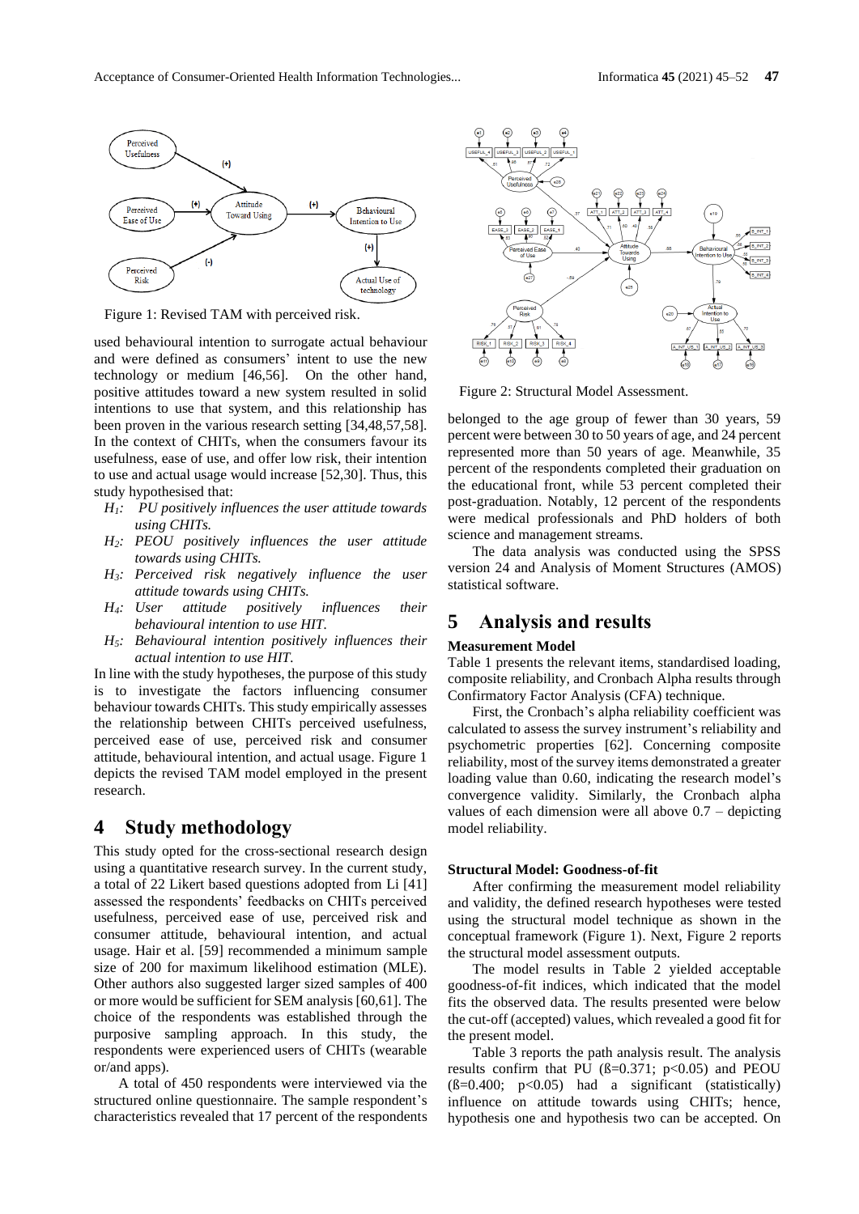Figure 1: Revised TAM with perceived risk.

used behavioural intention to surrogate actual behaviour and were defined as consumers' intent to use the new technology or medium [46,56]. On the other hand, positive attitudes toward a new system resulted in solid intentions to use that system, and this relationship has been proven in the various research setting [34,48,57,58]. In the context of CHITs, when the consumers favour its usefulness, ease of use, and offer low risk, their intention to use and actual usage would increase [52,30]. Thus, this study hypothesised that:

- *$H_1$: PU positively influences the user attitude towards using CHITs.*
- *$H_2$: PEOU positively influences the user attitude towards using CHITs.*
- *$H_3$: Perceived risk negatively influence the user attitude towards using CHITs.*
- *$H_4$: User attitude positively influences their behavioural intention to use HIT.*
- *$H_5$: Behavioural intention positively influences their actual intention to use HIT.*

In line with the study hypotheses, the purpose of this study is to investigate the factors influencing consumer behaviour towards CHITs. This study empirically assesses the relationship between CHITs perceived usefulness, perceived ease of use, perceived risk and consumer attitude, behavioural intention, and actual usage. Figure 1 depicts the revised TAM model employed in the present research.

# 4 Study methodology

This study opted for the cross-sectional research design using a quantitative research survey. In the current study, a total of 22 Likert based questions adopted from Li [41] assessed the respondents' feedbacks on CHITs perceived usefulness, perceived ease of use, perceived risk and consumer attitude, behavioural intention, and actual usage. Hair et al. [59] recommended a minimum sample size of 200 for maximum likelihood estimation (MLE). Other authors also suggested larger sized samples of 400 or more would be sufficient for SEM analysis [60,61]. The choice of the respondents was established through the purposive sampling approach. In this study, the respondents were experienced users of CHITs (wearable or/and apps).

A total of 450 respondents were interviewed via the structured online questionnaire. The sample respondent's characteristics revealed that 17 percent of the respondents belonged to the age group of fewer than 30 years, 59 percent were between 30 to 50 years of age, and 24 percent represented more than 50 years of age. Meanwhile, 35 percent of the respondents completed their graduation on the educational front, while 53 percent completed their post-graduation. Notably, 12 percent of the respondents were medical professionals and PhD holders of both science and management streams.

The data analysis was conducted using the SPSS version 24 and Analysis of Moment Structures (AMOS) statistical software.

Figure 2: Structural Model Assessment.

# 5 Analysis and results

**Measurement Model**

Table 1 presents the relevant items, standardised loading, composite reliability, and Cronbach Alpha results through Confirmatory Factor Analysis (CFA) technique.

First, the Cronbach's alpha reliability coefficient was calculated to assess the survey instrument's reliability and psychometric properties [62]. Concerning composite reliability, most of the survey items demonstrated a greater loading value than 0.60, indicating the research model's convergence validity. Similarly, the Cronbach alpha values of each dimension were all above 0.7 – depicting model reliability.

**Structural Model: Goodness-of-fit**

After confirming the measurement model reliability and validity, the defined research hypotheses were tested using the structural model technique as shown in the conceptual framework (Figure 1). Next, Figure 2 reports the structural model assessment outputs.

The model results in Table 2 yielded acceptable goodness-of-fit indices, which indicated that the model fits the observed data. The results presented were below the cut-off (accepted) values, which revealed a good fit for the present model.

Table 3 reports the path analysis result. The analysis results confirm that PU (ß=0.371; $p<0.05$) and PEOU (ß=0.400; $p<0.05$) had a significant (statistically) influence on attitude towards using CHITs; hence, hypothesis one and hypothesis two can be accepted. On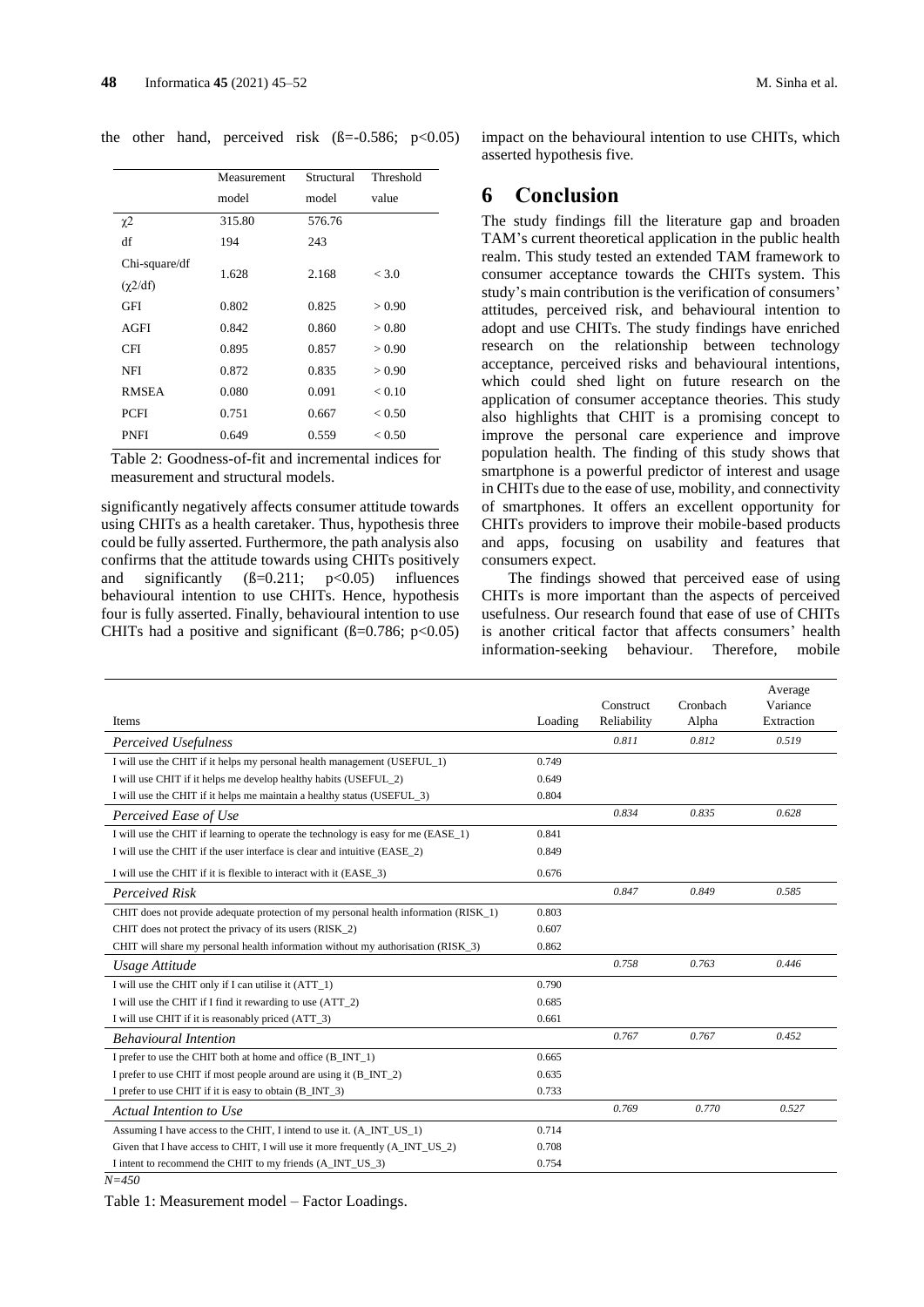the other hand, perceived risk ($\beta$=-0.586; $p<0.05$)

| | Measurement model | Structural model | Threshold value |
|---|---|---|---|
| $\chi 2$ | 315.80 | 576.76 | |
| df | 194 | 243 | |
| Chi-square/df ($\chi 2$/df) | 1.628 | 2.168 | < 3.0 |
| GFI | 0.802 | 0.825 | > 0.90 |
| AGFI | 0.842 | 0.860 | > 0.80 |
| CFI | 0.895 | 0.857 | > 0.90 |
| NFI | 0.872 | 0.835 | > 0.90 |
| RMSEA | 0.080 | 0.091 | < 0.10 |
| PCFI | 0.751 | 0.667 | < 0.50 |
| PNFI | 0.649 | 0.559 | < 0.50 |

Table 2: Goodness-of-fit and incremental indices for measurement and structural models.

significantly negatively affects consumer attitude towards using CHITs as a health caretaker. Thus, hypothesis three could be fully asserted. Furthermore, the path analysis also confirms that the attitude towards using CHITs positively and significantly ($\beta$=0.211; $p<0.05$) influences behavioural intention to use CHITs. Hence, hypothesis four is fully asserted. Finally, behavioural intention to use CHITs had a positive and significant ($\beta$=0.786; $p<0.05$) impact on the behavioural intention to use CHITs, which asserted hypothesis five.

# 6 Conclusion

The study findings fill the literature gap and broaden TAM's current theoretical application in the public health realm. This study tested an extended TAM framework to consumer acceptance towards the CHITs system. This study's main contribution is the verification of consumers' attitudes, perceived risk, and behavioural intention to adopt and use CHITs. The study findings have enriched research on the relationship between technology acceptance, perceived risks and behavioural intentions, which could shed light on future research on the application of consumer acceptance theories. This study also highlights that CHIT is a promising concept to improve the personal care experience and improve population health. The finding of this study shows that smartphone is a powerful predictor of interest and usage in CHITs due to the ease of use, mobility, and connectivity of smartphones. It offers an excellent opportunity for CHITs providers to improve their mobile-based products and apps, focusing on usability and features that consumers expect.

The findings showed that perceived ease of using CHITs is more important than the aspects of perceived usefulness. Our research found that ease of use of CHITs is another critical factor that affects consumers' health information-seeking behaviour. Therefore, mobile

| Items | Loading | Construct Reliability | Cronbach Alpha | Average Variance Extraction |
|---|---|---|---|---|
| *Perceived Usefulness* | | *0.811* | *0.812* | *0.519* |
| I will use the CHIT if it helps my personal health management (USEFUL_1) | 0.749 | | | |
| I will use CHIT if it helps me develop healthy habits (USEFUL_2) | 0.649 | | | |
| I will use the CHIT if it helps me maintain a healthy status (USEFUL_3) | 0.804 | | | |
| *Perceived Ease of Use* | | *0.834* | *0.835* | *0.628* |
| I will use the CHIT if learning to operate the technology is easy for me (EASE_1) | 0.841 | | | |
| I will use the CHIT if the user interface is clear and intuitive (EASE_2) | 0.849 | | | |
| I will use the CHIT if it is flexible to interact with it (EASE_3) | 0.676 | | | |
| *Perceived Risk* | | *0.847* | *0.849* | *0.585* |
| CHIT does not provide adequate protection of my personal health information (RISK_1) | 0.803 | | | |
| CHIT does not protect the privacy of its users (RISK_2) | 0.607 | | | |
| CHIT will share my personal health information without my authorisation (RISK_3) | 0.862 | | | |
| *Usage Attitude* | | *0.758* | *0.763* | *0.446* |
| I will use the CHIT only if I can utilise it (ATT_1) | 0.790 | | | |
| I will use the CHIT if I find it rewarding to use (ATT_2) | 0.685 | | | |
| I will use CHIT if it is reasonably priced (ATT_3) | 0.661 | | | |
| *Behavioural Intention* | | *0.767* | *0.767* | *0.452* |
| I prefer to use the CHIT both at home and office (B_INT_1) | 0.665 | | | |
| I prefer to use CHIT if most people around are using it (B_INT_2) | 0.635 | | | |
| I prefer to use CHIT if it is easy to obtain (B_INT_3) | 0.733 | | | |
| *Actual Intention to Use* | | *0.769* | *0.770* | *0.527* |
| Assuming I have access to the CHIT, I intend to use it. (A_INT_US_1) | 0.714 | | | |
| Given that I have access to CHIT, I will use it more frequently (A_INT_US_2) | 0.708 | | | |
| I intent to recommend the CHIT to my friends (A_INT_US_3) | 0.754 | | | |

*N=450*

Table 1: Measurement model – Factor Loadings.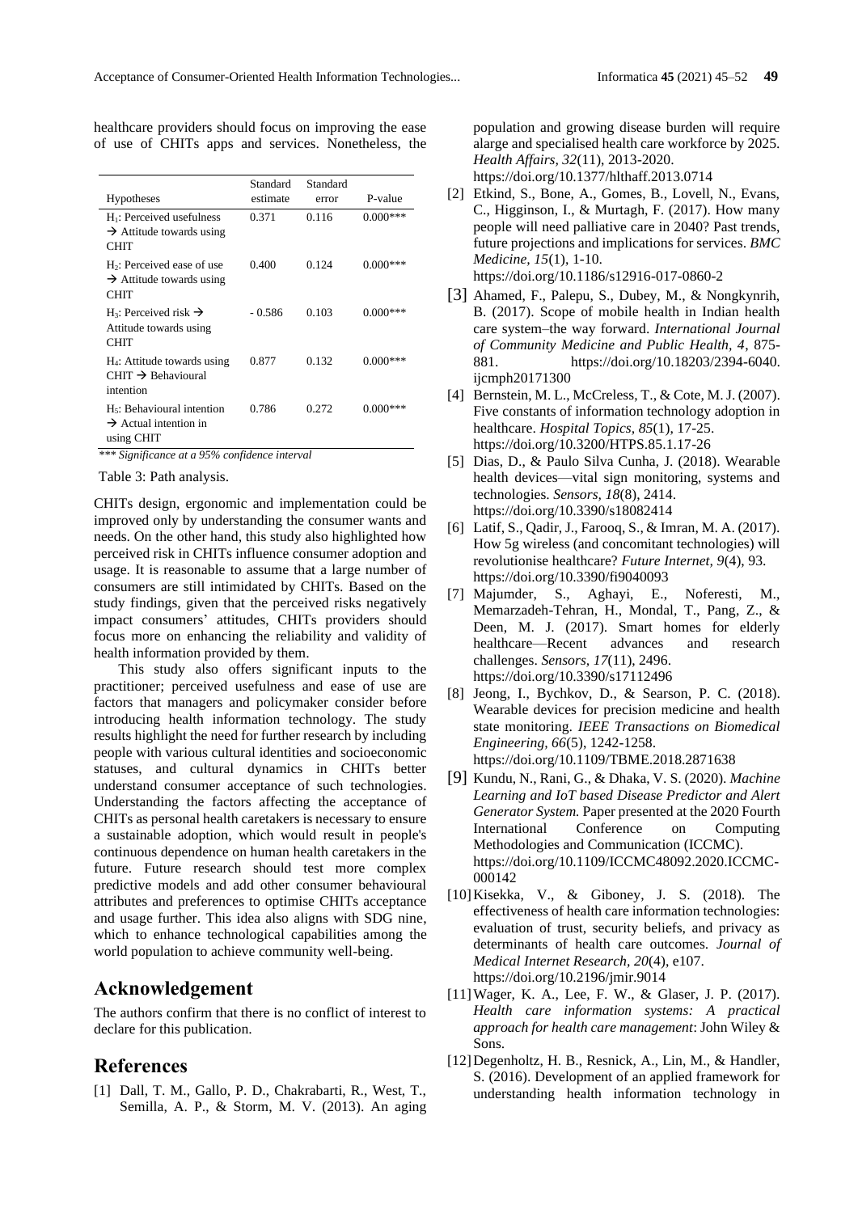healthcare providers should focus on improving the ease of use of CHITs apps and services. Nonetheless, the

| Hypotheses | Standard estimate | Standard error | P-value |
|---|---|---|---|
| $H_1$: Perceived usefulness → Attitude towards using CHIT | 0.371 | 0.116 | 0.000*** |
| $H_2$: Perceived ease of use → Attitude towards using CHIT | 0.400 | 0.124 | 0.000*** |
| $H_3$: Perceived risk → Attitude towards using CHIT | - 0.586 | 0.103 | 0.000*** |
| $H_4$: Attitude towards using CHIT → Behavioural intention | 0.877 | 0.132 | 0.000*** |
| $H_5$: Behavioural intention → Actual intention in using CHIT | 0.786 | 0.272 | 0.000*** |

*\*\*\* Significance at a 95% confidence interval*

Table 3: Path analysis.

CHITs design, ergonomic and implementation could be improved only by understanding the consumer wants and needs. On the other hand, this study also highlighted how perceived risk in CHITs influence consumer adoption and usage. It is reasonable to assume that a large number of consumers are still intimidated by CHITs. Based on the study findings, given that the perceived risks negatively impact consumers' attitudes, CHITs providers should focus more on enhancing the reliability and validity of health information provided by them.

This study also offers significant inputs to the practitioner; perceived usefulness and ease of use are factors that managers and policymaker consider before introducing health information technology. The study results highlight the need for further research by including people with various cultural identities and socioeconomic statuses, and cultural dynamics in CHITs better understand consumer acceptance of such technologies. Understanding the factors affecting the acceptance of CHITs as personal health caretakers is necessary to ensure a sustainable adoption, which would result in people's continuous dependence on human health caretakers in the future. Future research should test more complex predictive models and add other consumer behavioural attributes and preferences to optimise CHITs acceptance and usage further. This idea also aligns with SDG nine, which to enhance technological capabilities among the world population to achieve community well-being.

## Acknowledgement

The authors confirm that there is no conflict of interest to declare for this publication.

## References

[1] Dall, T. M., Gallo, P. D., Chakrabarti, R., West, T., Semilla, A. P., & Storm, M. V. (2013). An aging population and growing disease burden will require alarge and specialised health care workforce by 2025. *Health Affairs, 32*(11), 2013-2020. https://doi.org/10.1377/hlthaff.2013.0714

[2] Etkind, S., Bone, A., Gomes, B., Lovell, N., Evans, C., Higginson, I., & Murtagh, F. (2017). How many people will need palliative care in 2040? Past trends, future projections and implications for services. *BMC Medicine, 15*(1), 1-10. https://doi.org/10.1186/s12916-017-0860-2

[3] Ahamed, F., Palepu, S., Dubey, M., & Nongkynrih, B. (2017). Scope of mobile health in Indian health care system–the way forward. *International Journal of Community Medicine and Public Health, 4*, 875-881. https://doi.org/10.18203/2394-6040.ijcmph20171300

[4] Bernstein, M. L., McCreless, T., & Cote, M. J. (2007). Five constants of information technology adoption in healthcare. *Hospital Topics, 85*(1), 17-25. https://doi.org/10.3200/HTPS.85.1.17-26

[5] Dias, D., & Paulo Silva Cunha, J. (2018). Wearable health devices—vital sign monitoring, systems and technologies. *Sensors, 18*(8), 2414. https://doi.org/10.3390/s18082414

[6] Latif, S., Qadir, J., Farooq, S., & Imran, M. A. (2017). How 5g wireless (and concomitant technologies) will revolutionise healthcare? *Future Internet, 9*(4), 93. https://doi.org/10.3390/fi9040093

[7] Majumder, S., Aghayi, E., Noferesti, M., Memarzadeh-Tehran, H., Mondal, T., Pang, Z., & Deen, M. J. (2017). Smart homes for elderly healthcare—Recent advances and research challenges. *Sensors, 17*(11), 2496. https://doi.org/10.3390/s17112496

[8] Jeong, I., Bychkov, D., & Searson, P. C. (2018). Wearable devices for precision medicine and health state monitoring. *IEEE Transactions on Biomedical Engineering, 66*(5), 1242-1258. https://doi.org/10.1109/TBME.2018.2871638

[9] Kundu, N., Rani, G., & Dhaka, V. S. (2020). *Machine Learning and IoT based Disease Predictor and Alert Generator System.* Paper presented at the 2020 Fourth International Conference on Computing Methodologies and Communication (ICCMC). https://doi.org/10.1109/ICCMC48092.2020.ICCMC-000142

[10] Kisekka, V., & Giboney, J. S. (2018). The effectiveness of health care information technologies: evaluation of trust, security beliefs, and privacy as determinants of health care outcomes. *Journal of Medical Internet Research, 20*(4), e107. https://doi.org/10.2196/jmir.9014

[11] Wager, K. A., Lee, F. W., & Glaser, J. P. (2017). *Health care information systems: A practical approach for health care management*: John Wiley & Sons.

[12] Degenholtz, H. B., Resnick, A., Lin, M., & Handler, S. (2016). Development of an applied framework for understanding health information technology in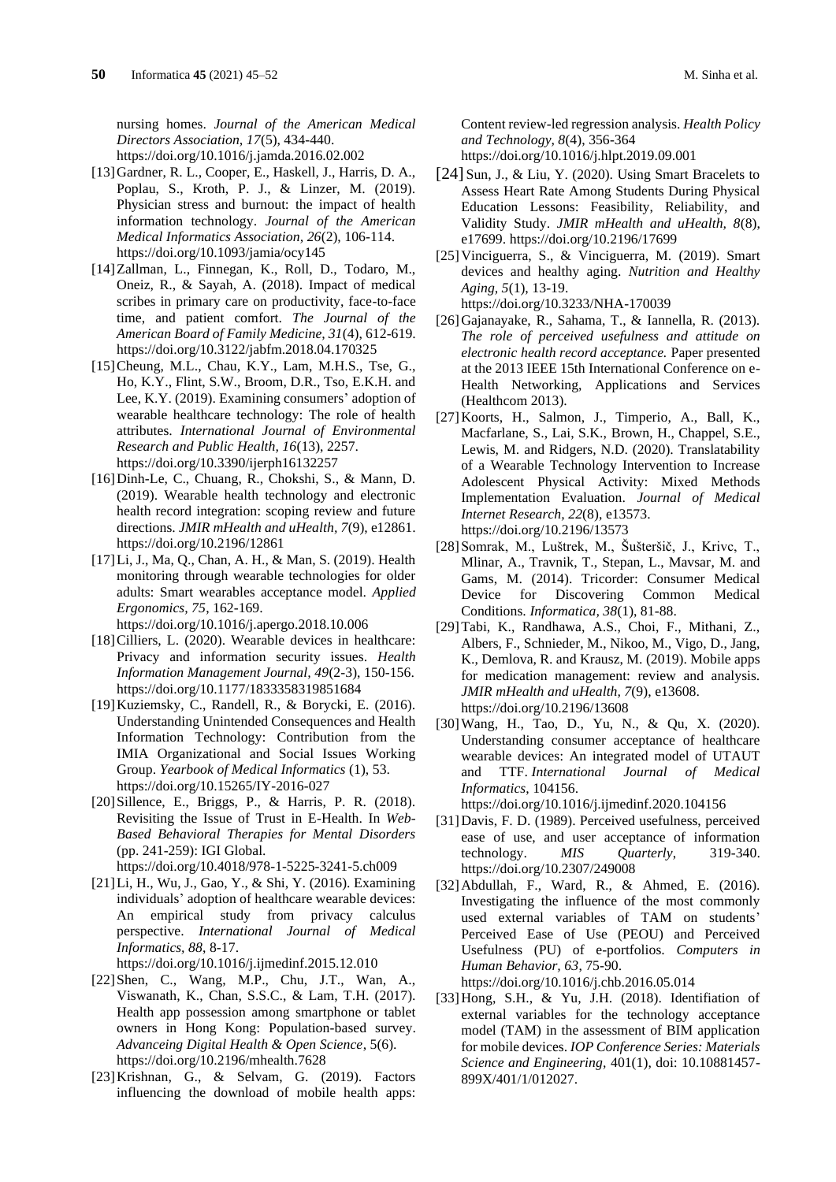nursing homes. *Journal of the American Medical Directors Association, 17*(5), 434-440. https://doi.org/10.1016/j.jamda.2016.02.002

[13] Gardner, R. L., Cooper, E., Haskell, J., Harris, D. A., Poplau, S., Kroth, P. J., & Linzer, M. (2019). Physician stress and burnout: the impact of health information technology. *Journal of the American Medical Informatics Association, 26*(2), 106-114. https://doi.org/10.1093/jamia/ocy145

[14] Zallman, L., Finnegan, K., Roll, D., Todaro, M., Oneiz, R., & Sayah, A. (2018). Impact of medical scribes in primary care on productivity, face-to-face time, and patient comfort. *The Journal of the American Board of Family Medicine, 31*(4), 612-619. https://doi.org/10.3122/jabfm.2018.04.170325

[15] Cheung, M.L., Chau, K.Y., Lam, M.H.S., Tse, G., Ho, K.Y., Flint, S.W., Broom, D.R., Tso, E.K.H. and Lee, K.Y. (2019). Examining consumers' adoption of wearable healthcare technology: The role of health attributes. *International Journal of Environmental Research and Public Health, 16*(13), 2257. https://doi.org/10.3390/ijerph16132257

[16] Dinh-Le, C., Chuang, R., Chokshi, S., & Mann, D. (2019). Wearable health technology and electronic health record integration: scoping review and future directions. *JMIR mHealth and uHealth, 7*(9), e12861. https://doi.org/10.2196/12861

[17] Li, J., Ma, Q., Chan, A. H., & Man, S. (2019). Health monitoring through wearable technologies for older adults: Smart wearables acceptance model. *Applied Ergonomics, 75*, 162-169. https://doi.org/10.1016/j.apergo.2018.10.006

[18] Cilliers, L. (2020). Wearable devices in healthcare: Privacy and information security issues. *Health Information Management Journal, 49*(2-3), 150-156. https://doi.org/10.1177/1833358319851684

[19] Kuziemsky, C., Randell, R., & Borycki, E. (2016). Understanding Unintended Consequences and Health Information Technology: Contribution from the IMIA Organizational and Social Issues Working Group. *Yearbook of Medical Informatics* (1), 53. https://doi.org/10.15265/IY-2016-027

[20] Sillence, E., Briggs, P., & Harris, P. R. (2018). Revisiting the Issue of Trust in E-Health. In *Web-Based Behavioral Therapies for Mental Disorders* (pp. 241-259): IGI Global. https://doi.org/10.4018/978-1-5225-3241-5.ch009

[21] Li, H., Wu, J., Gao, Y., & Shi, Y. (2016). Examining individuals' adoption of healthcare wearable devices: An empirical study from privacy calculus perspective. *International Journal of Medical Informatics, 88*, 8-17. https://doi.org/10.1016/j.ijmedinf.2015.12.010

[22] Shen, C., Wang, M.P., Chu, J.T., Wan, A., Viswanath, K., Chan, S.S.C., & Lam, T.H. (2017). Health app possession among smartphone or tablet owners in Hong Kong: Population-based survey. *Advanceing Digital Health & Open Science*, 5(6). https://doi.org/10.2196/mhealth.7628

[23] Krishnan, G., & Selvam, G. (2019). Factors influencing the download of mobile health apps: Content review-led regression analysis. *Health Policy and Technology, 8*(4), 356-364 https://doi.org/10.1016/j.hlpt.2019.09.001

[24] Sun, J., & Liu, Y. (2020). Using Smart Bracelets to Assess Heart Rate Among Students During Physical Education Lessons: Feasibility, Reliability, and Validity Study. *JMIR mHealth and uHealth, 8*(8), e17699. https://doi.org/10.2196/17699

[25] Vinciguerra, S., & Vinciguerra, M. (2019). Smart devices and healthy aging. *Nutrition and Healthy Aging, 5*(1), 13-19. https://doi.org/10.3233/NHA-170039

[26] Gajanayake, R., Sahama, T., & Iannella, R. (2013). *The role of perceived usefulness and attitude on electronic health record acceptance.* Paper presented at the 2013 IEEE 15th International Conference on e-Health Networking, Applications and Services (Healthcom 2013).

[27] Koorts, H., Salmon, J., Timperio, A., Ball, K., Macfarlane, S., Lai, S.K., Brown, H., Chappel, S.E., Lewis, M. and Ridgers, N.D. (2020). Translatability of a Wearable Technology Intervention to Increase Adolescent Physical Activity: Mixed Methods Implementation Evaluation. *Journal of Medical Internet Research, 22*(8), e13573. https://doi.org/10.2196/13573

[28] Somrak, M., Luštrek, M., Šušteršič, J., Krivc, T., Mlinar, A., Travnik, T., Stepan, L., Mavsar, M. and Gams, M. (2014). Tricorder: Consumer Medical Device for Discovering Common Medical Conditions. *Informatica, 38*(1), 81-88.

[29] Tabi, K., Randhawa, A.S., Choi, F., Mithani, Z., Albers, F., Schnieder, M., Nikoo, M., Vigo, D., Jang, K., Demlova, R. and Krausz, M. (2019). Mobile apps for medication management: review and analysis. *JMIR mHealth and uHealth, 7*(9), e13608. https://doi.org/10.2196/13608

[30] Wang, H., Tao, D., Yu, N., & Qu, X. (2020). Understanding consumer acceptance of healthcare wearable devices: An integrated model of UTAUT and TTF. *International Journal of Medical Informatics*, 104156. https://doi.org/10.1016/j.ijmedinf.2020.104156

[31] Davis, F. D. (1989). Perceived usefulness, perceived ease of use, and user acceptance of information technology. *MIS Quarterly*, 319-340. https://doi.org/10.2307/249008

[32] Abdullah, F., Ward, R., & Ahmed, E. (2016). Investigating the influence of the most commonly used external variables of TAM on students' Perceived Ease of Use (PEOU) and Perceived Usefulness (PU) of e-portfolios. *Computers in Human Behavior, 63*, 75-90. https://doi.org/10.1016/j.chb.2016.05.014

[33] Hong, S.H., & Yu, J.H. (2018). Identifiation of external variables for the technology acceptance model (TAM) in the assessment of BIM application for mobile devices. *IOP Conference Series: Materials Science and Engineering*, 401(1), doi: 10.10881457-899X/401/1/012027.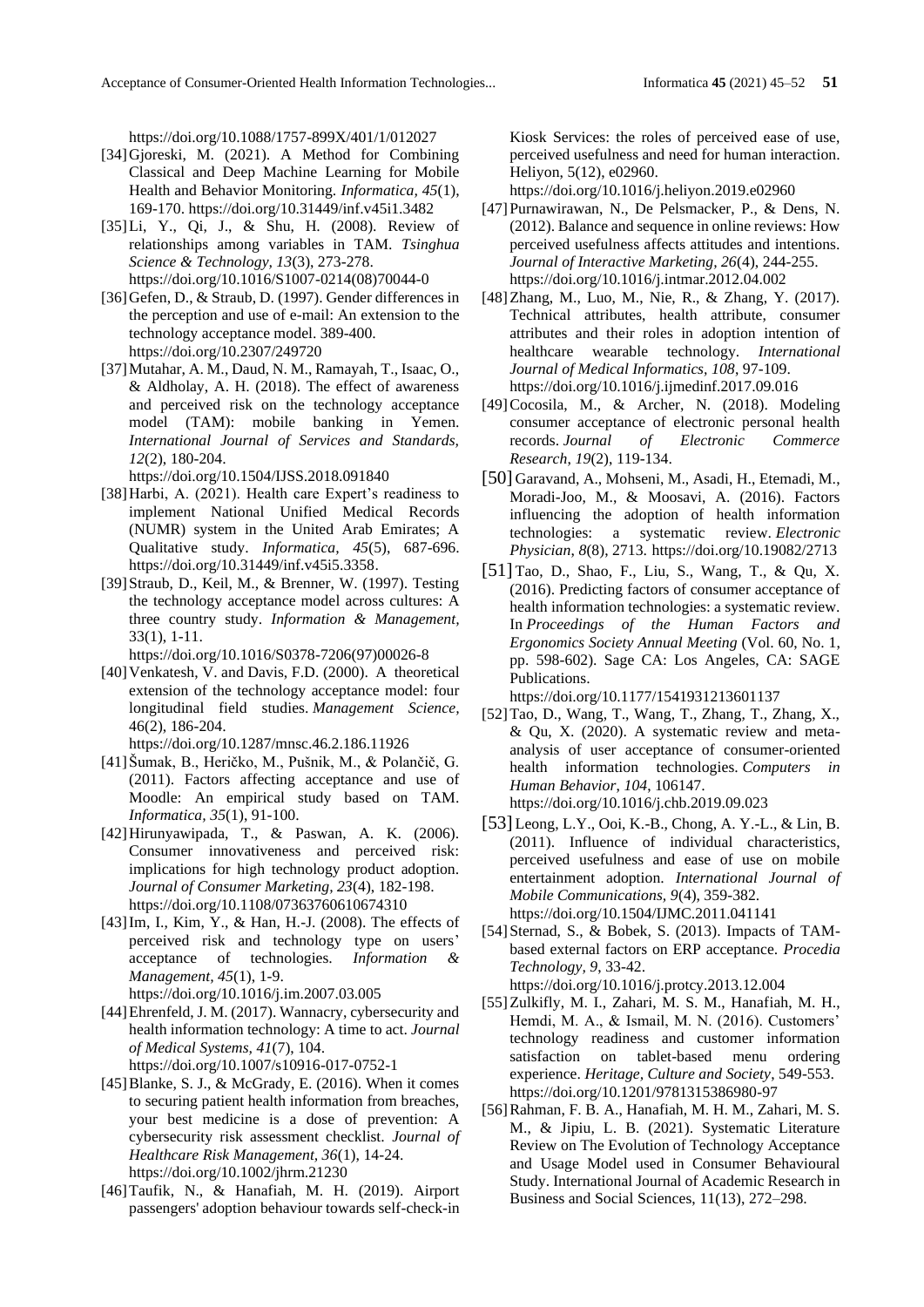https://doi.org/10.1088/1757-899X/401/1/012027

[34] Gjoreski, M. (2021). A Method for Combining Classical and Deep Machine Learning for Mobile Health and Behavior Monitoring. *Informatica, 45*(1), 169-170. https://doi.org/10.31449/inf.v45i1.3482

[35] Li, Y., Qi, J., & Shu, H. (2008). Review of relationships among variables in TAM. *Tsinghua Science & Technology, 13*(3), 273-278. https://doi.org/10.1016/S1007-0214(08)70044-0

[36] Gefen, D., & Straub, D. (1997). Gender differences in the perception and use of e-mail: An extension to the technology acceptance model. 389-400. https://doi.org/10.2307/249720

[37] Mutahar, A. M., Daud, N. M., Ramayah, T., Isaac, O., & Aldholay, A. H. (2018). The effect of awareness and perceived risk on the technology acceptance model (TAM): mobile banking in Yemen. *International Journal of Services and Standards, 12*(2), 180-204. https://doi.org/10.1504/IJSS.2018.091840

[38] Harbi, A. (2021). Health care Expert's readiness to implement National Unified Medical Records (NUMR) system in the United Arab Emirates; A Qualitative study. *Informatica, 45*(5), 687-696. https://doi.org/10.31449/inf.v45i5.3358.

[39] Straub, D., Keil, M., & Brenner, W. (1997). Testing the technology acceptance model across cultures: A three country study. *Information & Management*, 33(1), 1-11. https://doi.org/10.1016/S0378-7206(97)00026-8

[40] Venkatesh, V. and Davis, F.D. (2000). A theoretical extension of the technology acceptance model: four longitudinal field studies. *Management Science,* 46(2), 186-204. https://doi.org/10.1287/mnsc.46.2.186.11926

[41] Šumak, B., Heričko, M., Pušnik, M., & Polančič, G. (2011). Factors affecting acceptance and use of Moodle: An empirical study based on TAM. *Informatica, 35*(1), 91-100.

[42] Hirunyawipada, T., & Paswan, A. K. (2006). Consumer innovativeness and perceived risk: implications for high technology product adoption. *Journal of Consumer Marketing, 23*(4), 182-198. https://doi.org/10.1108/07363760610674310

[43] Im, I., Kim, Y., & Han, H.-J. (2008). The effects of perceived risk and technology type on users' acceptance of technologies. *Information & Management, 45*(1), 1-9. https://doi.org/10.1016/j.im.2007.03.005

[44] Ehrenfeld, J. M. (2017). Wannacry, cybersecurity and health information technology: A time to act. *Journal of Medical Systems, 41*(7), 104. https://doi.org/10.1007/s10916-017-0752-1

[45] Blanke, S. J., & McGrady, E. (2016). When it comes to securing patient health information from breaches, your best medicine is a dose of prevention: A cybersecurity risk assessment checklist. *Journal of Healthcare Risk Management, 36*(1), 14-24. https://doi.org/10.1002/jhrm.21230

[46] Taufik, N., & Hanafiah, M. H. (2019). Airport passengers' adoption behaviour towards self-check-in Kiosk Services: the roles of perceived ease of use, perceived usefulness and need for human interaction. Heliyon, 5(12), e02960. https://doi.org/10.1016/j.heliyon.2019.e02960

[47] Purnawirawan, N., De Pelsmacker, P., & Dens, N. (2012). Balance and sequence in online reviews: How perceived usefulness affects attitudes and intentions. *Journal of Interactive Marketing, 26*(4), 244-255. https://doi.org/10.1016/j.intmar.2012.04.002

[48] Zhang, M., Luo, M., Nie, R., & Zhang, Y. (2017). Technical attributes, health attribute, consumer attributes and their roles in adoption intention of healthcare wearable technology. *International Journal of Medical Informatics, 108*, 97-109. https://doi.org/10.1016/j.ijmedinf.2017.09.016

[49] Cocosila, M., & Archer, N. (2018). Modeling consumer acceptance of electronic personal health records. *Journal of Electronic Commerce Research*, *19*(2), 119-134.

[50] Garavand, A., Mohseni, M., Asadi, H., Etemadi, M., Moradi-Joo, M., & Moosavi, A. (2016). Factors influencing the adoption of health information technologies: a systematic review. *Electronic Physician, 8*(8), 2713. https://doi.org/10.19082/2713

[51] Tao, D., Shao, F., Liu, S., Wang, T., & Qu, X. (2016). Predicting factors of consumer acceptance of health information technologies: a systematic review. In *Proceedings of the Human Factors and Ergonomics Society Annual Meeting* (Vol. 60, No. 1, pp. 598-602). Sage CA: Los Angeles, CA: SAGE Publications. https://doi.org/10.1177/1541931213601137

[52] Tao, D., Wang, T., Wang, T., Zhang, T., Zhang, X., & Qu, X. (2020). A systematic review and meta-analysis of user acceptance of consumer-oriented health information technologies. *Computers in Human Behavior, 104*, 106147. https://doi.org/10.1016/j.chb.2019.09.023

[53] Leong, L.Y., Ooi, K.-B., Chong, A. Y.-L., & Lin, B. (2011). Influence of individual characteristics, perceived usefulness and ease of use on mobile entertainment adoption. *International Journal of Mobile Communications, 9*(4), 359-382. https://doi.org/10.1504/IJMC.2011.041141

[54] Sternad, S., & Bobek, S. (2013). Impacts of TAM-based external factors on ERP acceptance. *Procedia Technology, 9,* 33-42. https://doi.org/10.1016/j.protcy.2013.12.004

[55] Zulkifly, M. I., Zahari, M. S. M., Hanafiah, M. H., Hemdi, M. A., & Ismail, M. N. (2016). Customers' technology readiness and customer information satisfaction on tablet-based menu ordering experience. *Heritage, Culture and Society*, 549-553. https://doi.org/10.1201/9781315386980-97

[56] Rahman, F. B. A., Hanafiah, M. H. M., Zahari, M. S. M., & Jipiu, L. B. (2021). Systematic Literature Review on The Evolution of Technology Acceptance and Usage Model used in Consumer Behavioural Study. International Journal of Academic Research in Business and Social Sciences, 11(13), 272–298.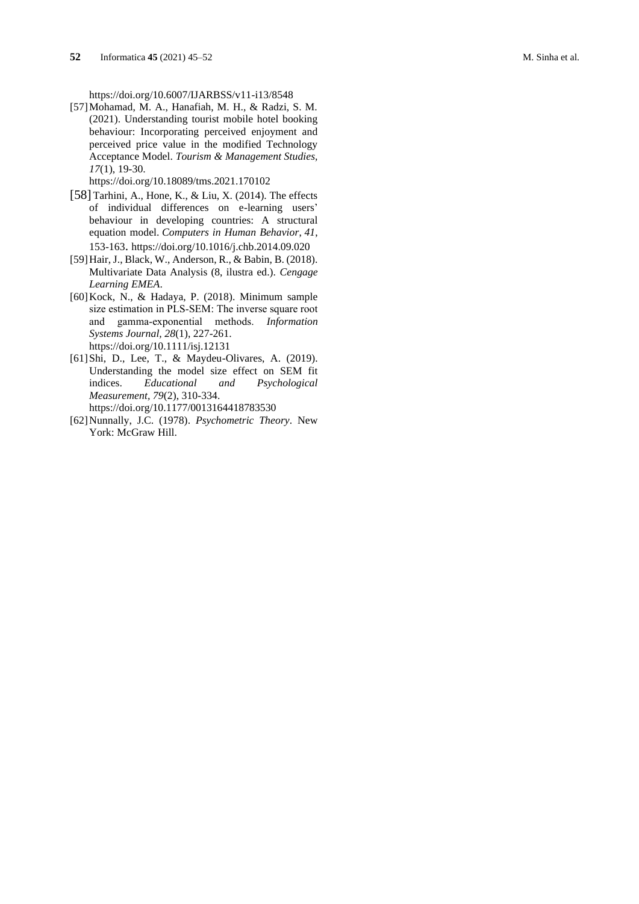https://doi.org/10.6007/IJARBSS/v11-i13/8548

[57] Mohamad, M. A., Hanafiah, M. H., & Radzi, S. M. (2021). Understanding tourist mobile hotel booking behaviour: Incorporating perceived enjoyment and perceived price value in the modified Technology Acceptance Model. *Tourism & Management Studies, 17*(1), 19-30. https://doi.org/10.18089/tms.2021.170102

[58] Tarhini, A., Hone, K., & Liu, X. (2014). The effects of individual differences on e-learning users' behaviour in developing countries: A structural equation model. *Computers in Human Behavior, 41*, 153-163. https://doi.org/10.1016/j.chb.2014.09.020

[59] Hair, J., Black, W., Anderson, R., & Babin, B. (2018). Multivariate Data Analysis (8, ilustra ed.). *Cengage Learning EMEA*.

[60] Kock, N., & Hadaya, P. (2018). Minimum sample size estimation in PLS-SEM: The inverse square root and gamma-exponential methods. *Information Systems Journal, 28*(1), 227-261. https://doi.org/10.1111/isj.12131

[61] Shi, D., Lee, T., & Maydeu-Olivares, A. (2019). Understanding the model size effect on SEM fit indices. *Educational and Psychological Measurement, 79*(2), 310-334. https://doi.org/10.1177/0013164418783530

[62] Nunnally, J.C. (1978). *Psychometric Theory*. New York: McGraw Hill.